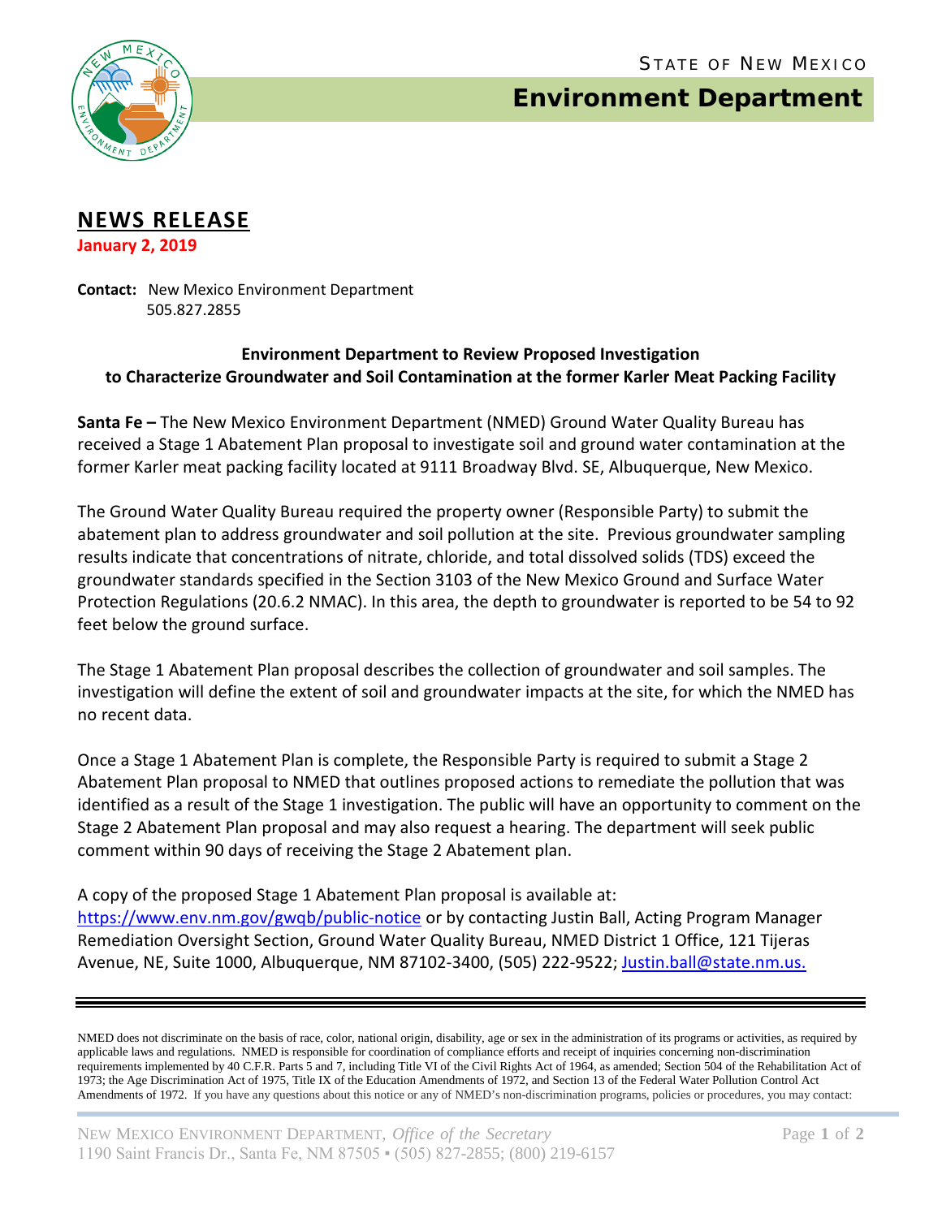STATE OF NEW MEXICO

# Environment Department

## NEWS RELEASE

**January 2, 2019**

**Contact:** New Mexico Environment Department
505.827.2855

**Environment Department to Review Proposed Investigation to Characterize Groundwater and Soil Contamination at the former Karler Meat Packing Facility**

**Santa Fe –** The New Mexico Environment Department (NMED) Ground Water Quality Bureau has received a Stage 1 Abatement Plan proposal to investigate soil and ground water contamination at the former Karler meat packing facility located at 9111 Broadway Blvd. SE, Albuquerque, New Mexico.

The Ground Water Quality Bureau required the property owner (Responsible Party) to submit the abatement plan to address groundwater and soil pollution at the site. Previous groundwater sampling results indicate that concentrations of nitrate, chloride, and total dissolved solids (TDS) exceed the groundwater standards specified in the Section 3103 of the New Mexico Ground and Surface Water Protection Regulations (20.6.2 NMAC). In this area, the depth to groundwater is reported to be 54 to 92 feet below the ground surface.

The Stage 1 Abatement Plan proposal describes the collection of groundwater and soil samples. The investigation will define the extent of soil and groundwater impacts at the site, for which the NMED has no recent data.

Once a Stage 1 Abatement Plan is complete, the Responsible Party is required to submit a Stage 2 Abatement Plan proposal to NMED that outlines proposed actions to remediate the pollution that was identified as a result of the Stage 1 investigation. The public will have an opportunity to comment on the Stage 2 Abatement Plan proposal and may also request a hearing. The department will seek public comment within 90 days of receiving the Stage 2 Abatement plan.

A copy of the proposed Stage 1 Abatement Plan proposal is available at: https://www.env.nm.gov/gwqb/public-notice or by contacting Justin Ball, Acting Program Manager Remediation Oversight Section, Ground Water Quality Bureau, NMED District 1 Office, 121 Tijeras Avenue, NE, Suite 1000, Albuquerque, NM 87102-3400, (505) 222-9522; Justin.ball@state.nm.us.

---

NMED does not discriminate on the basis of race, color, national origin, disability, age or sex in the administration of its programs or activities, as required by applicable laws and regulations. NMED is responsible for coordination of compliance efforts and receipt of inquiries concerning non-discrimination requirements implemented by 40 C.F.R. Parts 5 and 7, including Title VI of the Civil Rights Act of 1964, as amended; Section 504 of the Rehabilitation Act of 1973; the Age Discrimination Act of 1975, Title IX of the Education Amendments of 1972, and Section 13 of the Federal Water Pollution Control Act Amendments of 1972. If you have any questions about this notice or any of NMED's non-discrimination programs, policies or procedures, you may contact:

NEW MEXICO ENVIRONMENT DEPARTMENT, *Office of the Secretary*
1190 Saint Francis Dr., Santa Fe, NM 87505 ▪ (505) 827-2855; (800) 219-6157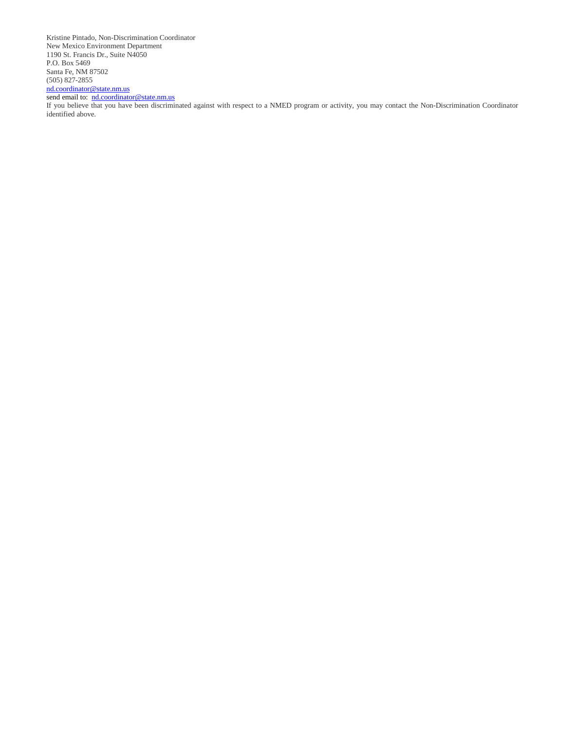Kristine Pintado, Non-Discrimination Coordinator
New Mexico Environment Department
1190 St. Francis Dr., Suite N4050
P.O. Box 5469
Santa Fe, NM 87502
(505) 827-2855
nd.coordinator@state.nm.us
send email to: nd.coordinator@state.nm.us

If you believe that you have been discriminated against with respect to a NMED program or activity, you may contact the Non-Discrimination Coordinator identified above.